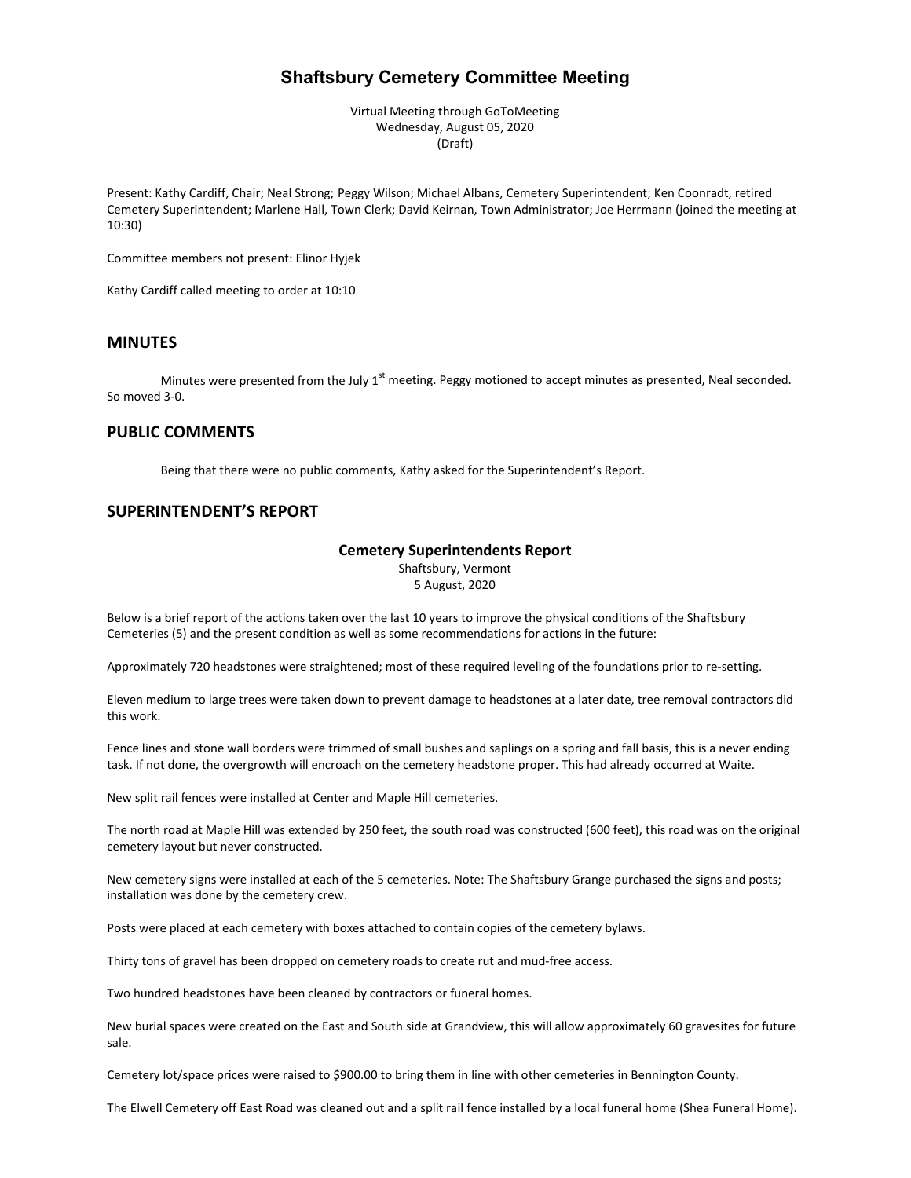# Shaftsbury Cemetery Committee Meeting

Virtual Meeting through GoToMeeting
Wednesday, August 05, 2020
(Draft)

Present: Kathy Cardiff, Chair; Neal Strong; Peggy Wilson; Michael Albans, Cemetery Superintendent; Ken Coonradt, retired Cemetery Superintendent; Marlene Hall, Town Clerk; David Keirnan, Town Administrator; Joe Herrmann (joined the meeting at 10:30)

Committee members not present: Elinor Hyjek

Kathy Cardiff called meeting to order at 10:10

## MINUTES

Minutes were presented from the July 1st meeting. Peggy motioned to accept minutes as presented, Neal seconded. So moved 3-0.

## PUBLIC COMMENTS

Being that there were no public comments, Kathy asked for the Superintendent's Report.

## SUPERINTENDENT'S REPORT

### Cemetery Superintendents Report

Shaftsbury, Vermont
5 August, 2020

Below is a brief report of the actions taken over the last 10 years to improve the physical conditions of the Shaftsbury Cemeteries (5) and the present condition as well as some recommendations for actions in the future:

Approximately 720 headstones were straightened; most of these required leveling of the foundations prior to re-setting.

Eleven medium to large trees were taken down to prevent damage to headstones at a later date, tree removal contractors did this work.

Fence lines and stone wall borders were trimmed of small bushes and saplings on a spring and fall basis, this is a never ending task. If not done, the overgrowth will encroach on the cemetery headstone proper. This had already occurred at Waite.

New split rail fences were installed at Center and Maple Hill cemeteries.

The north road at Maple Hill was extended by 250 feet, the south road was constructed (600 feet), this road was on the original cemetery layout but never constructed.

New cemetery signs were installed at each of the 5 cemeteries. Note: The Shaftsbury Grange purchased the signs and posts; installation was done by the cemetery crew.

Posts were placed at each cemetery with boxes attached to contain copies of the cemetery bylaws.

Thirty tons of gravel has been dropped on cemetery roads to create rut and mud-free access.

Two hundred headstones have been cleaned by contractors or funeral homes.

New burial spaces were created on the East and South side at Grandview, this will allow approximately 60 gravesites for future sale.

Cemetery lot/space prices were raised to $900.00 to bring them in line with other cemeteries in Bennington County.

The Elwell Cemetery off East Road was cleaned out and a split rail fence installed by a local funeral home (Shea Funeral Home).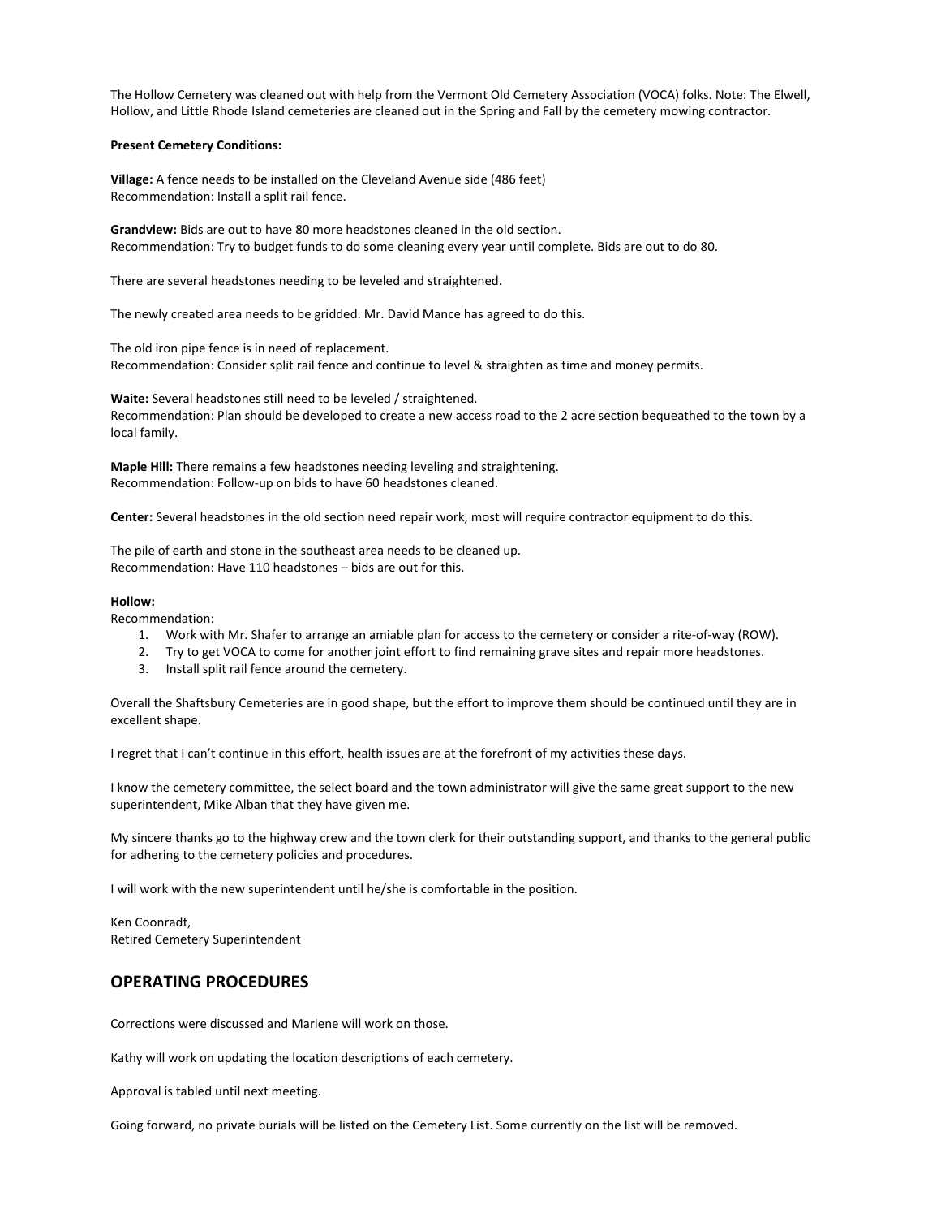The Hollow Cemetery was cleaned out with help from the Vermont Old Cemetery Association (VOCA) folks. Note: The Elwell, Hollow, and Little Rhode Island cemeteries are cleaned out in the Spring and Fall by the cemetery mowing contractor.

**Present Cemetery Conditions:**

**Village:** A fence needs to be installed on the Cleveland Avenue side (486 feet)
Recommendation: Install a split rail fence.

**Grandview:** Bids are out to have 80 more headstones cleaned in the old section.
Recommendation: Try to budget funds to do some cleaning every year until complete. Bids are out to do 80.

There are several headstones needing to be leveled and straightened.

The newly created area needs to be gridded. Mr. David Mance has agreed to do this.

The old iron pipe fence is in need of replacement.
Recommendation: Consider split rail fence and continue to level & straighten as time and money permits.

**Waite:** Several headstones still need to be leveled / straightened.
Recommendation: Plan should be developed to create a new access road to the 2 acre section bequeathed to the town by a local family.

**Maple Hill:** There remains a few headstones needing leveling and straightening.
Recommendation: Follow-up on bids to have 60 headstones cleaned.

**Center:** Several headstones in the old section need repair work, most will require contractor equipment to do this.

The pile of earth and stone in the southeast area needs to be cleaned up.
Recommendation: Have 110 headstones – bids are out for this.

**Hollow:**
Recommendation:

1. Work with Mr. Shafer to arrange an amiable plan for access to the cemetery or consider a rite-of-way (ROW).
2. Try to get VOCA to come for another joint effort to find remaining grave sites and repair more headstones.
3. Install split rail fence around the cemetery.

Overall the Shaftsbury Cemeteries are in good shape, but the effort to improve them should be continued until they are in excellent shape.

I regret that I can't continue in this effort, health issues are at the forefront of my activities these days.

I know the cemetery committee, the select board and the town administrator will give the same great support to the new superintendent, Mike Alban that they have given me.

My sincere thanks go to the highway crew and the town clerk for their outstanding support, and thanks to the general public for adhering to the cemetery policies and procedures.

I will work with the new superintendent until he/she is comfortable in the position.

Ken Coonradt,
Retired Cemetery Superintendent

## OPERATING PROCEDURES

Corrections were discussed and Marlene will work on those.

Kathy will work on updating the location descriptions of each cemetery.

Approval is tabled until next meeting.

Going forward, no private burials will be listed on the Cemetery List. Some currently on the list will be removed.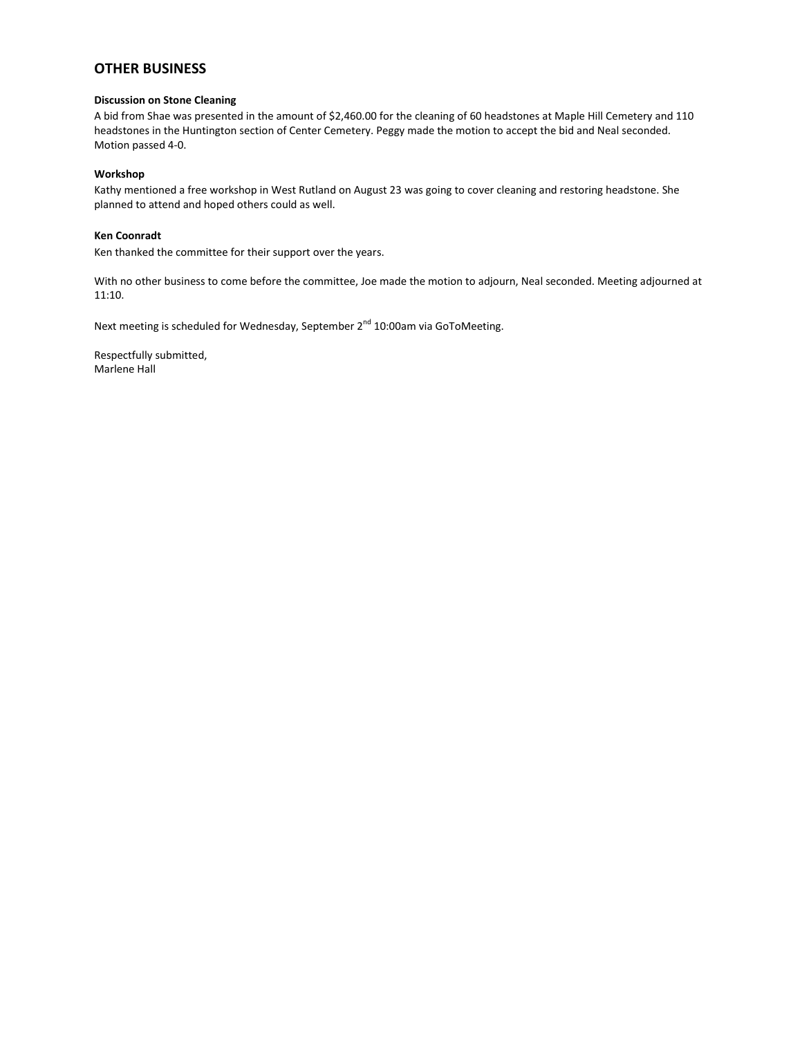## OTHER BUSINESS

**Discussion on Stone Cleaning**

A bid from Shae was presented in the amount of $2,460.00 for the cleaning of 60 headstones at Maple Hill Cemetery and 110 headstones in the Huntington section of Center Cemetery. Peggy made the motion to accept the bid and Neal seconded. Motion passed 4-0.

**Workshop**

Kathy mentioned a free workshop in West Rutland on August 23 was going to cover cleaning and restoring headstone. She planned to attend and hoped others could as well.

**Ken Coonradt**

Ken thanked the committee for their support over the years.

With no other business to come before the committee, Joe made the motion to adjourn, Neal seconded. Meeting adjourned at 11:10.

Next meeting is scheduled for Wednesday, September 2nd 10:00am via GoToMeeting.

Respectfully submitted,
Marlene Hall